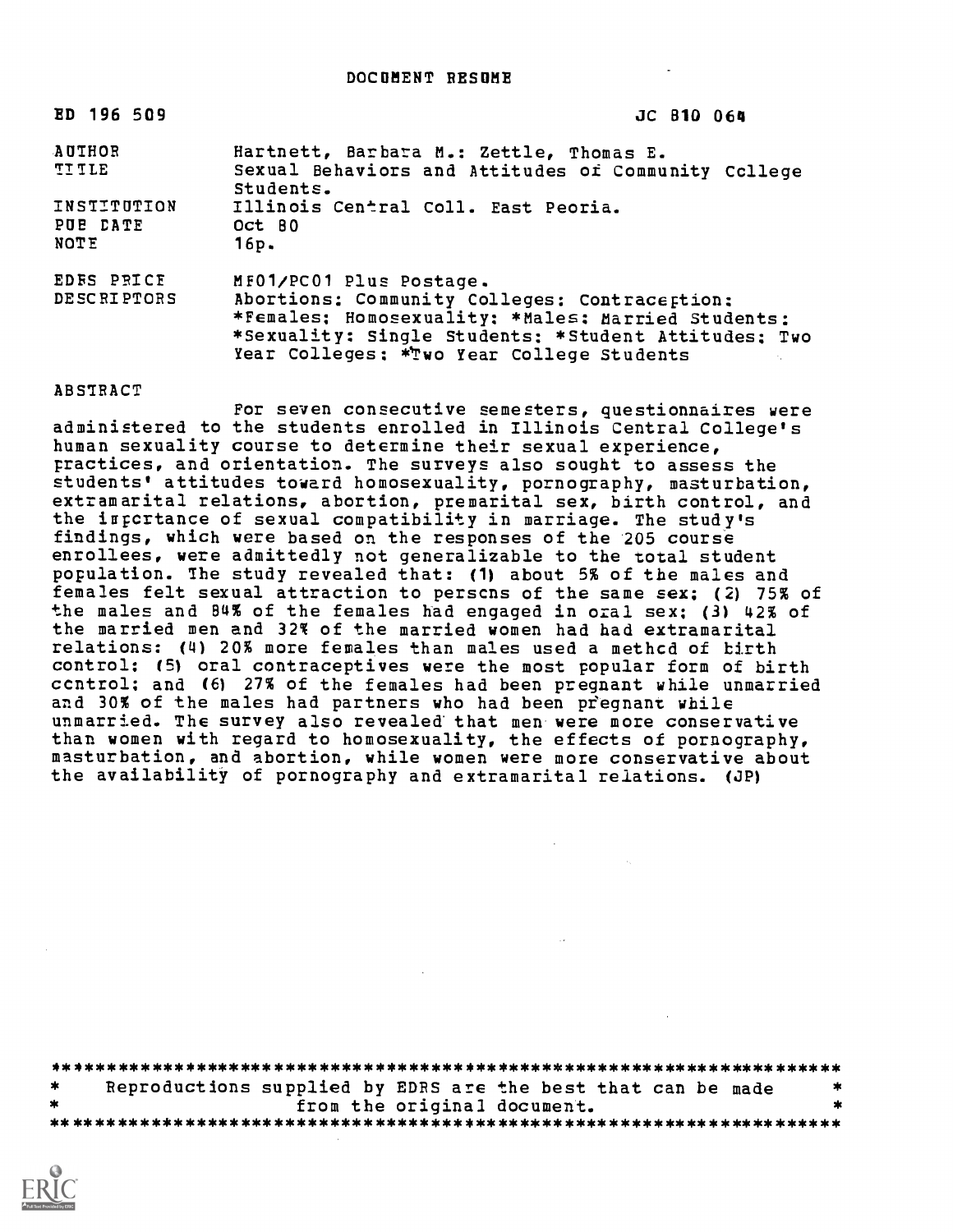DOCUMENT RESUME

| ED 196 509 | JC 810 064 |
| --- | --- |
| AUTHOR | Hartnett, Barbara M.; Zettle, Thomas E. |
| TITLE | Sexual Behaviors and Attitudes of Community College Students. |
| INSTITUTION | Illinois Central Coll. East Peoria. |
| PUB DATE | Oct 80 |
| NOTE | 16p. |
| EDRS PRICE | MF01/PC01 Plus Postage. |
| DESCRIPTORS | Abortions; Community Colleges; Contraception; *Females; Homosexuality; *Males; Married Students; *Sexuality; Single Students; *Student Attitudes; Two Year Colleges; *Two Year College Students |

ABSTRACT

For seven consecutive semesters, questionnaires were administered to the students enrolled in Illinois Central College's human sexuality course to determine their sexual experience, practices, and orientation. The surveys also sought to assess the students' attitudes toward homosexuality, pornography, masturbation, extramarital relations, abortion, premarital sex, birth control, and the importance of sexual compatibility in marriage. The study's findings, which were based on the responses of the 205 course enrollees, were admittedly not generalizable to the total student population. The study revealed that: (1) about 5% of the males and females felt sexual attraction to persons of the same sex; (2) 75% of the males and 84% of the females had engaged in oral sex; (3) 42% of the married men and 32% of the married women had had extramarital relations; (4) 20% more females than males used a method of birth control; (5) oral contraceptives were the most popular form of birth control; and (6) 27% of the females had been pregnant while unmarried and 30% of the males had partners who had been pregnant while unmarried. The survey also revealed that men were more conservative than women with regard to homosexuality, the effects of pornography, masturbation, and abortion, while women were more conservative about the availability of pornography and extramarital relations. (JP)

***********************************************************************
* Reproductions supplied by EDRS are the best that can be made *
* from the original document. *
***********************************************************************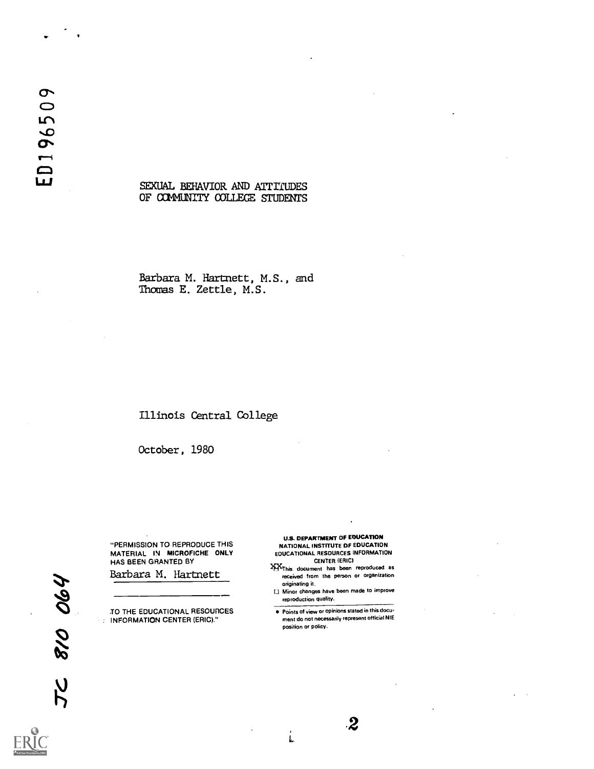ED196509

# SEXUAL BEHAVIOR AND ATTITUDES OF COMMUNITY COLLEGE STUDENTS

Barbara M. Hartnett, M.S., and
Thomas E. Zettle, M.S.

Illinois Central College

October, 1980

"PERMISSION TO REPRODUCE THIS MATERIAL IN MICROFICHE ONLY HAS BEEN GRANTED BY

Barbara M. Hartnett

TO THE EDUCATIONAL RESOURCES INFORMATION CENTER (ERIC)."

U.S. DEPARTMENT OF EDUCATION
NATIONAL INSTITUTE OF EDUCATION
EDUCATIONAL RESOURCES INFORMATION CENTER (ERIC)

- [X] This document has been reproduced as received from the person or organization originating it.
- [ ] Minor changes have been made to improve reproduction quality.

- Points of view or opinions stated in this document do not necessarily represent official NIE position or policy.

JC 810 064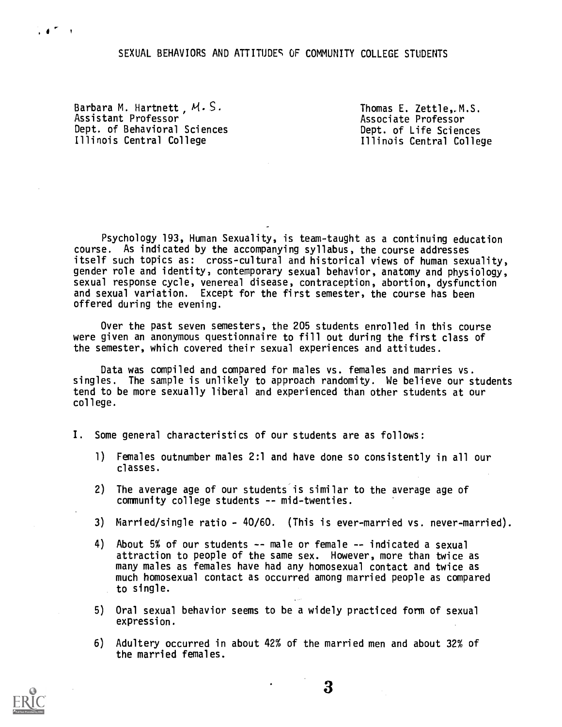# SEXUAL BEHAVIORS AND ATTITUDES OF COMMUNITY COLLEGE STUDENTS

Barbara M. Hartnett, M.S.
Assistant Professor
Dept. of Behavioral Sciences
Illinois Central College

Thomas E. Zettle, M.S.
Associate Professor
Dept. of Life Sciences
Illinois Central College

Psychology 193, Human Sexuality, is team-taught as a continuing education course. As indicated by the accompanying syllabus, the course addresses itself such topics as: cross-cultural and historical views of human sexuality, gender role and identity, contemporary sexual behavior, anatomy and physiology, sexual response cycle, venereal disease, contraception, abortion, dysfunction and sexual variation. Except for the first semester, the course has been offered during the evening.

Over the past seven semesters, the 205 students enrolled in this course were given an anonymous questionnaire to fill out during the first class of the semester, which covered their sexual experiences and attitudes.

Data was compiled and compared for males vs. females and marries vs. singles. The sample is unlikely to approach randomity. We believe our students tend to be more sexually liberal and experienced than other students at our college.

I. Some general characteristics of our students are as follows:

1) Females outnumber males 2:1 and have done so consistently in all our classes.

2) The average age of our students is similar to the average age of community college students -- mid-twenties.

3) Married/single ratio - 40/60. (This is ever-married vs. never-married).

4) About 5% of our students -- male or female -- indicated a sexual attraction to people of the same sex. However, more than twice as many males as females have had any homosexual contact and twice as much homosexual contact as occurred among married people as compared to single.

5) Oral sexual behavior seems to be a widely practiced form of sexual expression.

6) Adultery occurred in about 42% of the married men and about 32% of the married females.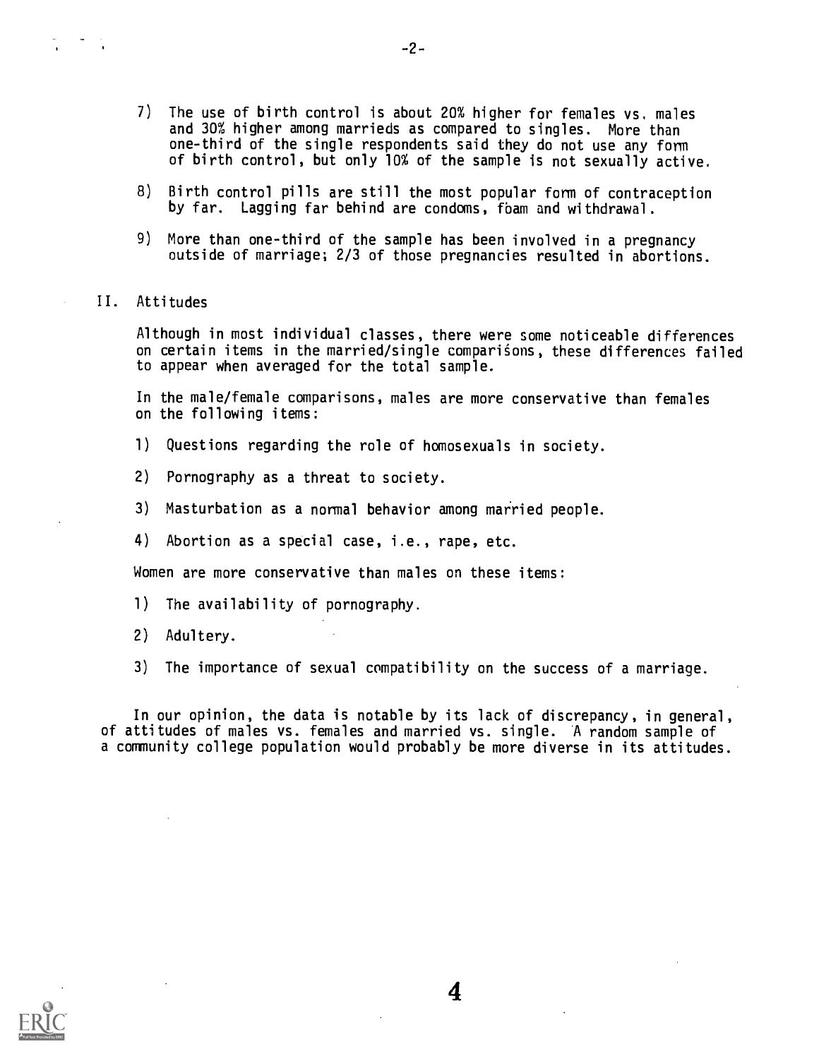7) The use of birth control is about 20% higher for females vs. males and 30% higher among marrieds as compared to singles. More than one-third of the single respondents said they do not use any form of birth control, but only 10% of the sample is not sexually active.

8) Birth control pills are still the most popular form of contraception by far. Lagging far behind are condoms, foam and withdrawal.

9) More than one-third of the sample has been involved in a pregnancy outside of marriage; 2/3 of those pregnancies resulted in abortions.

## II. Attitudes

Although in most individual classes, there were some noticeable differences on certain items in the married/single comparisons, these differences failed to appear when averaged for the total sample.

In the male/female comparisons, males are more conservative than females on the following items:

1) Questions regarding the role of homosexuals in society.

2) Pornography as a threat to society.

3) Masturbation as a normal behavior among married people.

4) Abortion as a special case, i.e., rape, etc.

Women are more conservative than males on these items:

1) The availability of pornography.

2) Adultery.

3) The importance of sexual compatibility on the success of a marriage.

In our opinion, the data is notable by its lack of discrepancy, in general, of attitudes of males vs. females and married vs. single. A random sample of a community college population would probably be more diverse in its attitudes.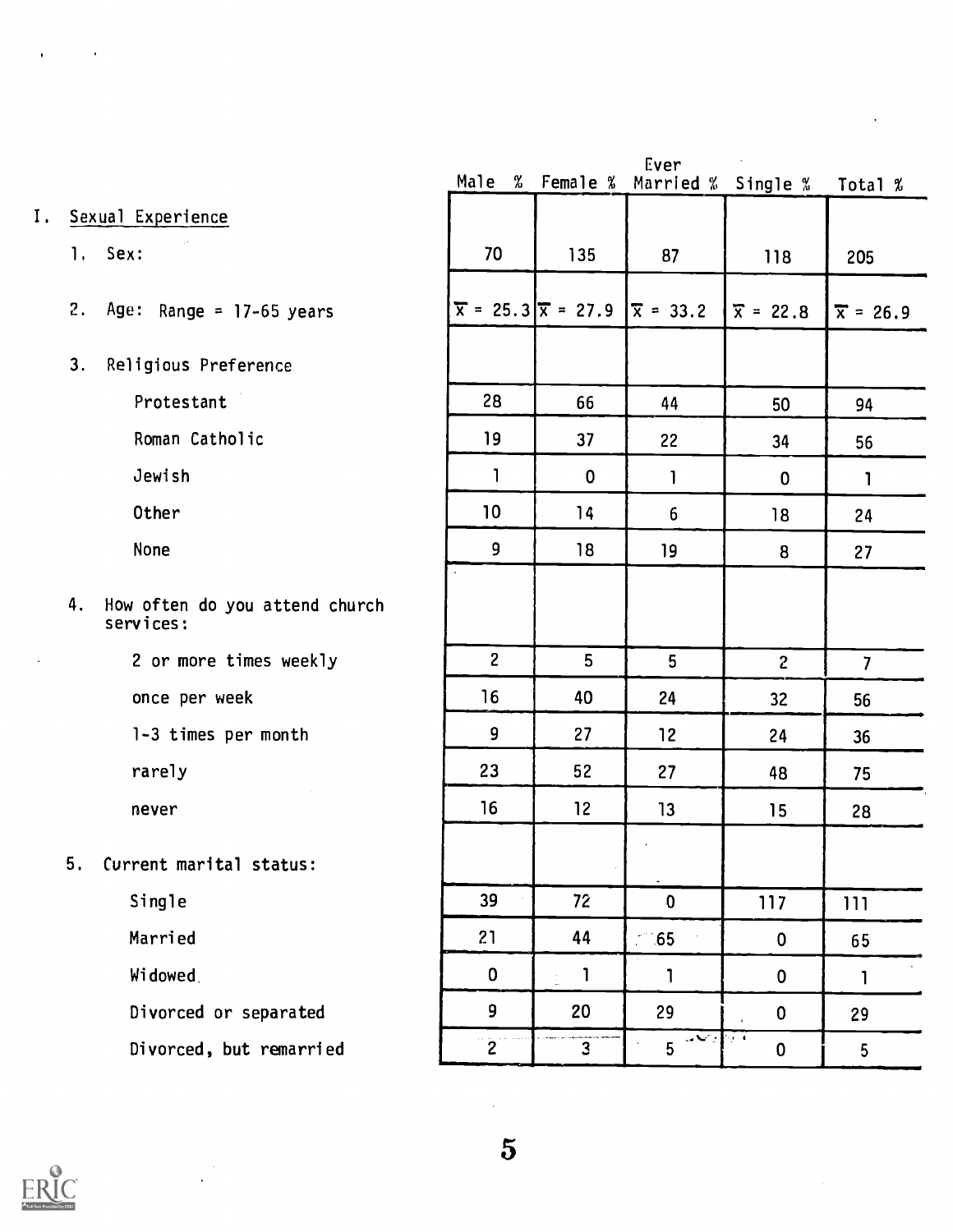| | Male % | Female % | Ever Married % | Single % | Total % |
|---|---|---|---|---|---|
| **I. Sexual Experience** | | | | | |
| 1. Sex: | 70 | 135 | 87 | 118 | 205 |
| 2. Age: Range = 17-65 years | $\overline{x}$ = 25.3 | $\overline{x}$ = 27.9 | $\overline{x}$ = 33.2 | $\overline{x}$ = 22.8 | $\overline{x}$ = 26.9 |
| 3. Religious Preference | | | | | |
| Protestant | 28 | 66 | 44 | 50 | 94 |
| Roman Catholic | 19 | 37 | 22 | 34 | 56 |
| Jewish | 1 | 0 | 1 | 0 | 1 |
| Other | 10 | 14 | 6 | 18 | 24 |
| None | 9 | 18 | 19 | 8 | 27 |
| 4. How often do you attend church services: | | | | | |
| 2 or more times weekly | 2 | 5 | 5 | 2 | 7 |
| once per week | 16 | 40 | 24 | 32 | 56 |
| 1-3 times per month | 9 | 27 | 12 | 24 | 36 |
| rarely | 23 | 52 | 27 | 48 | 75 |
| never | 16 | 12 | 13 | 15 | 28 |
| 5. Current marital status: | | | | | |
| Single | 39 | 72 | 0 | 117 | 111 |
| Married | 21 | 44 | 65 | 0 | 65 |
| Widowed | 0 | 1 | 1 | 0 | 1 |
| Divorced or separated | 9 | 20 | 29 | 0 | 29 |
| Divorced, but remarried | 2 | 3 | 5 | 0 | 5 |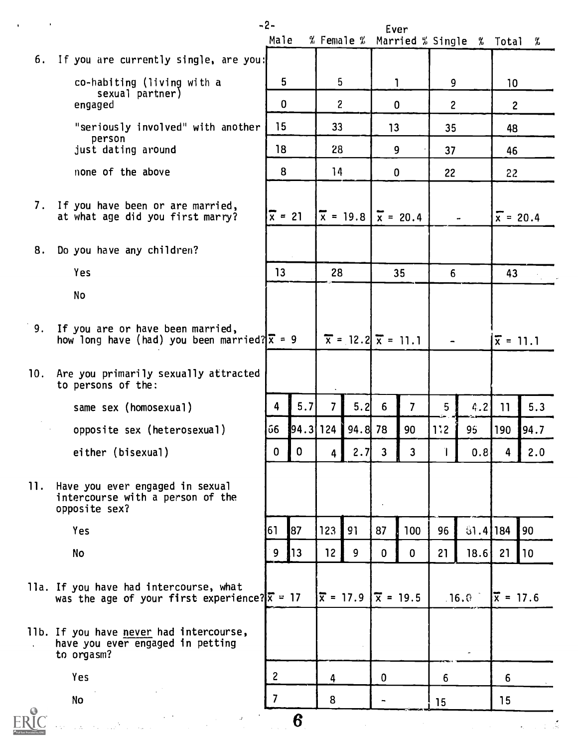| | Male | % | Female | % | Ever Married | % | Single | % | Total | % |
|---|---|---|---|---|---|---|---|---|---|---|
| 6. If you are currently single, are you: | | | | | | | | | | |
| co-habiting (living with a sexual partner) | 5 | | 5 | | 1 | | 9 | | 10 | |
| engaged | 0 | | 2 | | 0 | | 2 | | 2 | |
| "seriously involved" with another person | 15 | | 33 | | 13 | | 35 | | 48 | |
| just dating around | 18 | | 28 | | 9 | | 37 | | 46 | |
| none of the above | 8 | | 14 | | 0 | | 22 | | 22 | |
| 7. If you have been or are married, at what age did you first marry? | $\bar{x}$ = 21 | | $\bar{x}$ = 19.8 | | $\bar{x}$ = 20.4 | | - | | $\bar{x}$ = 20.4 | |
| 8. Do you have any children? | | | | | | | | | | |
| Yes | 13 | | 28 | | 35 | | 6 | | 43 | |
| No | | | | | | | | | | |
| 9. If you are or have been married, how long have (had) you been married? | $\bar{x}$ = 9 | | $\bar{x}$ = 12.2 | | $\bar{x}$ = 11.1 | | - | | $\bar{x}$ = 11.1 | |
| 10. Are you primarily sexually attracted to persons of the: | | | | | | | | | | |
| same sex (homosexual) | 4 | 5.7 | 7 | 5.2 | 6 | 7 | 5 | 4.2 | 11 | 5.3 |
| opposite sex (heterosexual) | 66 | 94.3 | 124 | 94.8 | 78 | 90 | 112 | 95 | 190 | 94.7 |
| either (bisexual) | 0 | 0 | 4 | 2.7 | 3 | 3 | 1 | 0.8 | 4 | 2.0 |
| 11. Have you ever engaged in sexual intercourse with a person of the opposite sex? | | | | | | | | | | |
| Yes | 61 | 87 | 123 | 91 | 87 | 100 | 96 | 81.4 | 184 | 90 |
| No | 9 | 13 | 12 | 9 | 0 | 0 | 21 | 18.6 | 21 | 10 |
| 11a. If you have had intercourse, what was the age of your first experience? | $\bar{x}$ = 17 | | $\bar{x}$ = 17.9 | | $\bar{x}$ = 19.5 | | 16.0 | | $\bar{x}$ = 17.6 | |
| 11b. If you have *never* had intercourse, have you ever engaged in petting to orgasm? | | | | | | | | | | |
| Yes | 2 | | 4 | | 0 | | 6 | | 6 | |
| No | 7 | | 8 | | - | | 15 | | 15 | |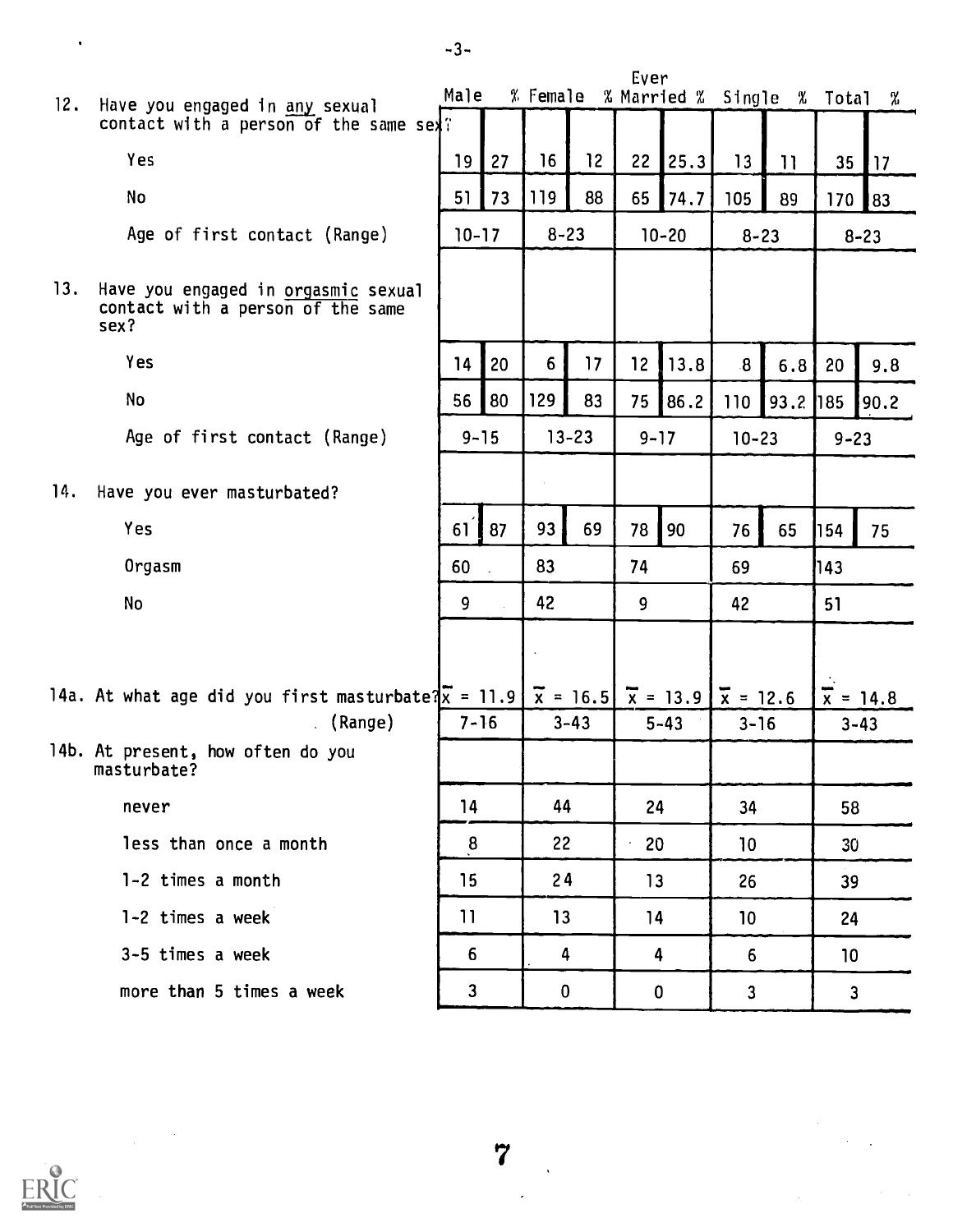| | Male | % | Female | % | Ever Married | % | Single | % | Total | % |
|---|---|---|---|---|---|---|---|---|---|---|
| 12. Have you engaged in <u>any</u> sexual contact with a person of the same sex? | | | | | | | | | | |
| Yes | 19 | 27 | 16 | 12 | 22 | 25.3 | 13 | 11 | 35 | 17 |
| No | 51 | 73 | 119 | 88 | 65 | 74.7 | 105 | 89 | 170 | 83 |
| Age of first contact (Range) | 10-17 | | 8-23 | | 10-20 | | 8-23 | | 8-23 | |
| 13. Have you engaged in <u>orgasmic</u> sexual contact with a person of the same sex? | | | | | | | | | | |
| Yes | 14 | 20 | 6 | 17 | 12 | 13.8 | 8 | 6.8 | 20 | 9.8 |
| No | 56 | 80 | 129 | 83 | 75 | 86.2 | 110 | 93.2 | 185 | 90.2 |
| Age of first contact (Range) | 9-15 | | 13-23 | | 9-17 | | 10-23 | | 9-23 | |
| 14. Have you ever masturbated? | | | | | | | | | | |
| Yes | 61 | 87 | 93 | 69 | 78 | 90 | 76 | 65 | 154 | 75 |
| Orgasm | 60 | | 83 | | 74 | | 69 | | 143 | |
| No | 9 | | 42 | | 9 | | 42 | | 51 | |
| 14a. At what age did you first masturbate? | $\bar{x}$ = 11.9 | | $\bar{x}$ = 16.5 | | $\bar{x}$ = 13.9 | | $\bar{x}$ = 12.6 | | $\bar{x}$ = 14.8 | |
| (Range) | 7-16 | | 3-43 | | 5-43 | | 3-16 | | 3-43 | |
| 14b. At present, how often do you masturbate? | | | | | | | | | | |
| never | 14 | | 44 | | 24 | | 34 | | 58 | |
| less than once a month | 8 | | 22 | | 20 | | 10 | | 30 | |
| 1-2 times a month | 15 | | 24 | | 13 | | 26 | | 39 | |
| 1-2 times a week | 11 | | 13 | | 14 | | 10 | | 24 | |
| 3-5 times a week | 6 | | 4 | | 4 | | 6 | | 10 | |
| more than 5 times a week | 3 | | 0 | | 0 | | 3 | | 3 | |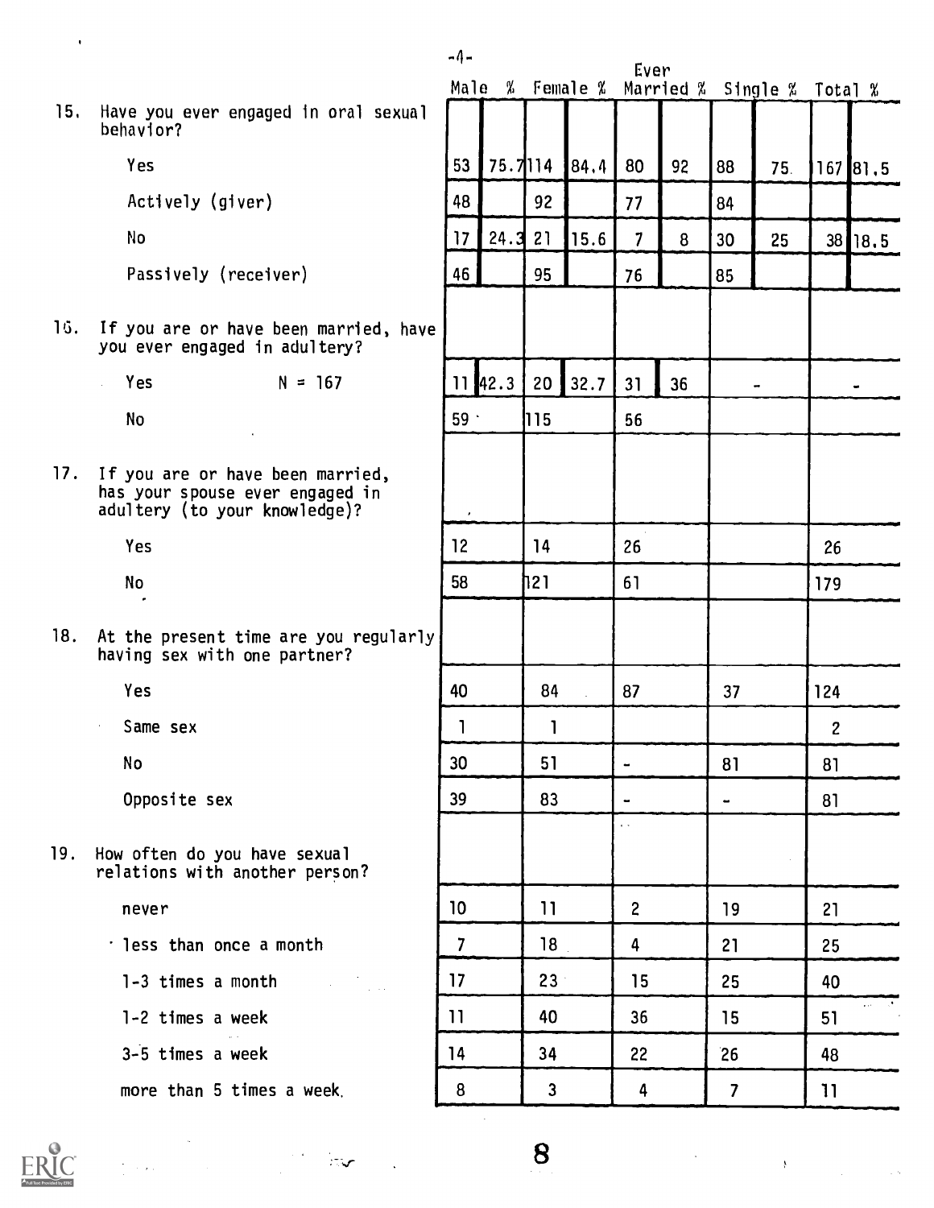| | Male | % | Female | % | Ever Married | % | Single | % | Total | % |
|---|---|---|---|---|---|---|---|---|---|---|
| 15. Have you ever engaged in oral sexual behavior? | | | | | | | | | | |
| Yes | 53 | 75.7 | 114 | 84.4 | 80 | 92 | 88 | 75. | 167 | 81.5 |
| Actively (giver) | 48 | | 92 | | 77 | | 84 | | | |
| No | 17 | 24.3 | 21 | 15.6 | 7 | 8 | 30 | 25 | 38 | 18.5 |
| Passively (receiver) | 46 | | 95 | | 76 | | 85 | | | |
| 16. If you are or have been married, have you ever engaged in adultery? | | | | | | | | | | |
| Yes N = 167 | 11 | 42.3 | 20 | 32.7 | 31 | 36 | | - | | - |
| No | 59 | | 115 | | 56 | | | | | |
| 17. If you are or have been married, has your spouse ever engaged in adultery (to your knowledge)? | | | | | | | | | | |
| Yes | 12 | | 14 | | 26 | | | | 26 | |
| No | 58 | | 121 | | 61 | | | | 179 | |
| 18. At the present time are you regularly having sex with one partner? | | | | | | | | | | |
| Yes | 40 | | 84 | | 87 | | 37 | | 124 | |
| Same sex | 1 | | 1 | | | | | | 2 | |
| No | 30 | | 51 | | - | | 81 | | 81 | |
| Opposite sex | 39 | | 83 | | - | | - | | 81 | |
| 19. How often do you have sexual relations with another person? | | | | | | | | | | |
| never | 10 | | 11 | | 2 | | 19 | | 21 | |
| less than once a month | 7 | | 18 | | 4 | | 21 | | 25 | |
| 1-3 times a month | 17 | | 23 | | 15 | | 25 | | 40 | |
| 1-2 times a week | 11 | | 40 | | 36 | | 15 | | 51 | |
| 3-5 times a week | 14 | | 34 | | 22 | | 26 | | 48 | |
| more than 5 times a week. | 8 | | 3 | | 4 | | 7 | | 11 | |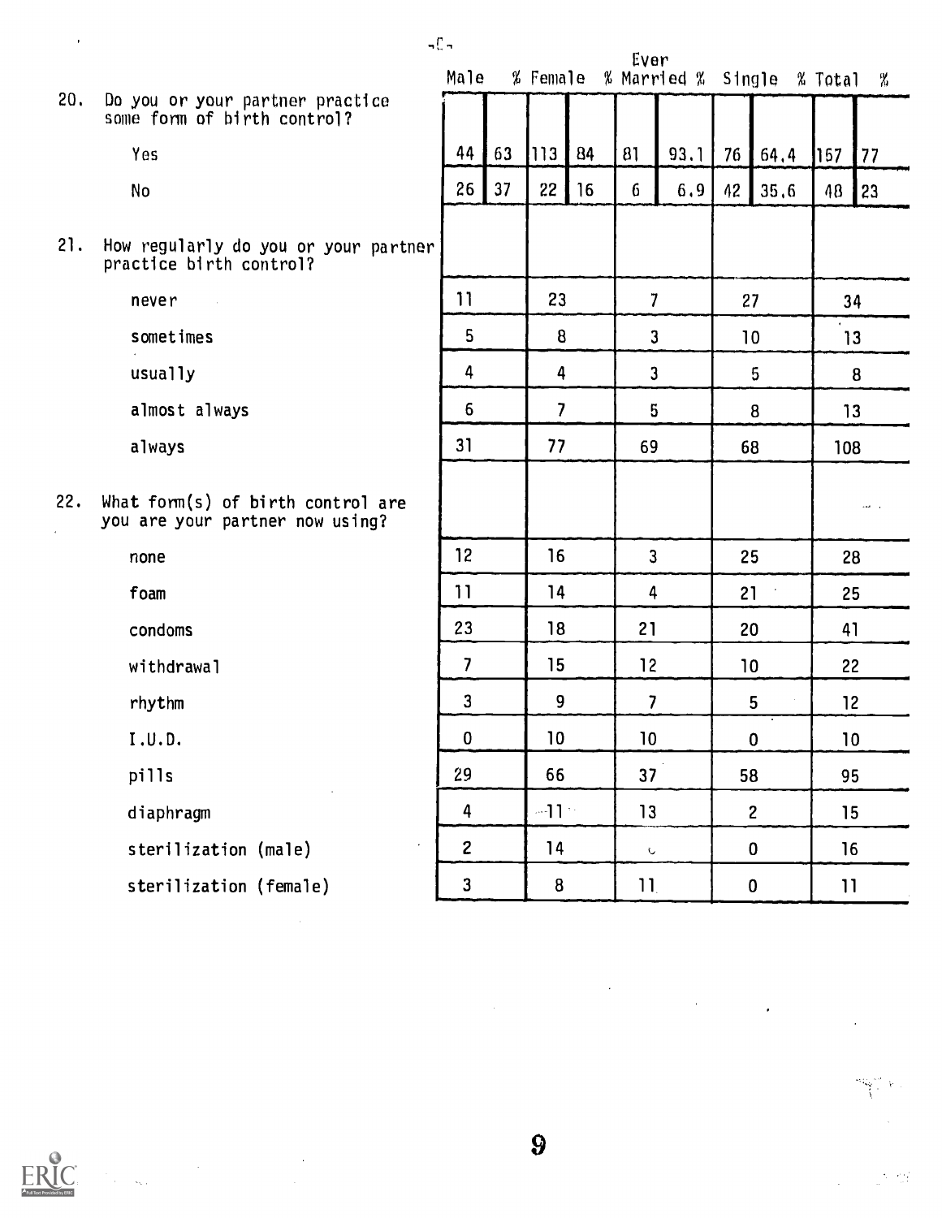-C-

| | Male | % | Female | % | Ever Married | % | Single | % | Total | % |
|---|---|---|---|---|---|---|---|---|---|---|
| **20. Do you or your partner practice some form of birth control?** | | | | | | | | | | |
| Yes | 44 | 63 | 113 | 84 | 81 | 93.1 | 76 | 64.4 | 157 | 77 |
| No | 26 | 37 | 22 | 16 | 6 | 6.9 | 42 | 35.6 | 48 | 23 |
| **21. How regularly do you or your partner practice birth control?** | | | | | | | | | | |
| never | 11 | | 23 | | 7 | | 27 | | 34 | |
| sometimes | 5 | | 8 | | 3 | | 10 | | 13 | |
| usually | 4 | | 4 | | 3 | | 5 | | 8 | |
| almost always | 6 | | 7 | | 5 | | 8 | | 13 | |
| always | 31 | | 77 | | 69 | | 68 | | 108 | |
| **22. What form(s) of birth control are you are your partner now using?** | | | | | | | | | | |
| none | 12 | | 16 | | 3 | | 25 | | 28 | |
| foam | 11 | | 14 | | 4 | | 21 | | 25 | |
| condoms | 23 | | 18 | | 21 | | 20 | | 41 | |
| withdrawal | 7 | | 15 | | 12 | | 10 | | 22 | |
| rhythm | 3 | | 9 | | 7 | | 5 | | 12 | |
| I.U.D. | 0 | | 10 | | 10 | | 0 | | 10 | |
| pills | 29 | | 66 | | 37 | | 58 | | 95 | |
| diaphragm | 4 | | 11 | | 13 | | 2 | | 15 | |
| sterilization (male) | 2 | | 14 | | | | 0 | | 16 | |
| sterilization (female) | 3 | | 8 | | 11 | | 0 | | 11 | |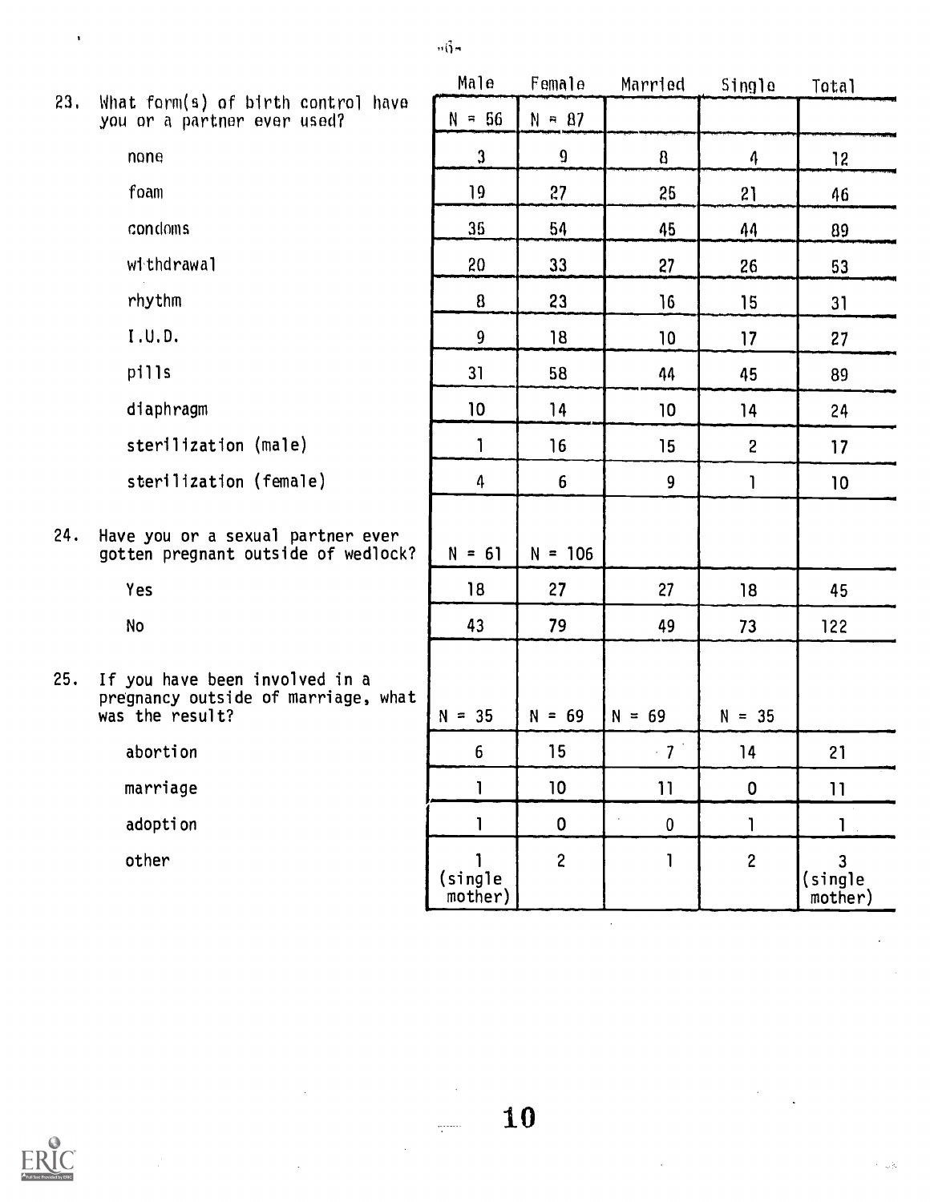| | Male | Female | Married | Single | Total |
|---|---|---|---|---|---|
| 23. What form(s) of birth control have you or a partner ever used? | N = 56 | N = 87 | | | |
| none | 3 | 9 | 8 | 4 | 12 |
| foam | 19 | 27 | 25 | 21 | 46 |
| condoms | 35 | 54 | 45 | 44 | 89 |
| withdrawal | 20 | 33 | 27 | 26 | 53 |
| rhythm | 8 | 23 | 16 | 15 | 31 |
| I.U.D. | 9 | 18 | 10 | 17 | 27 |
| pills | 31 | 58 | 44 | 45 | 89 |
| diaphragm | 10 | 14 | 10 | 14 | 24 |
| sterilization (male) | 1 | 16 | 15 | 2 | 17 |
| sterilization (female) | 4 | 6 | 9 | 1 | 10 |
| 24. Have you or a sexual partner ever gotten pregnant outside of wedlock? | N = 61 | N = 106 | | | |
| Yes | 18 | 27 | 27 | 18 | 45 |
| No | 43 | 79 | 49 | 73 | 122 |
| 25. If you have been involved in a pregnancy outside of marriage, what was the result? | N = 35 | N = 69 | N = 69 | N = 35 | |
| abortion | 6 | 15 | 7 | 14 | 21 |
| marriage | 1 | 10 | 11 | 0 | 11 |
| adoption | 1 | 0 | 0 | 1 | 1 |
| other | 1 (single mother) | 2 | 1 | 2 | 3 (single mother) |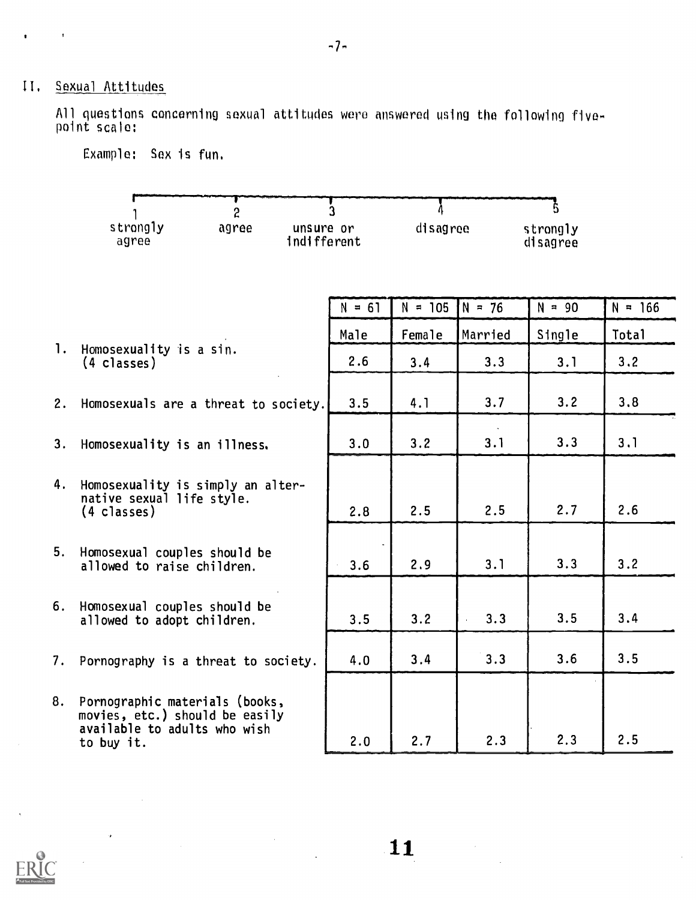## II. Sexual Attitudes

All questions concerning sexual attitudes were answered using the following five-point scale:

Example: Sex is fun.

| 1 | 2 | 3 | 4 | 5 |
|---|---|---|---|---|
| strongly agree | agree | unsure or indifferent | disagree | strongly disagree |

| | N = 61 | N = 105 | N = 76 | N = 90 | N = 166 |
|---|---|---|---|---|---|
| | Male | Female | Married | Single | Total |
| 1. Homosexuality is a sin. (4 classes) | 2.6 | 3.4 | 3.3 | 3.1 | 3.2 |
| 2. Homosexuals are a threat to society. | 3.5 | 4.1 | 3.7 | 3.2 | 3.8 |
| 3. Homosexuality is an illness. | 3.0 | 3.2 | 3.1 | 3.3 | 3.1 |
| 4. Homosexuality is simply an alternative sexual life style. (4 classes) | 2.8 | 2.5 | 2.5 | 2.7 | 2.6 |
| 5. Homosexual couples should be allowed to raise children. | 3.6 | 2.9 | 3.1 | 3.3 | 3.2 |
| 6. Homosexual couples should be allowed to adopt children. | 3.5 | 3.2 | 3.3 | 3.5 | 3.4 |
| 7. Pornography is a threat to society. | 4.0 | 3.4 | 3.3 | 3.6 | 3.5 |
| 8. Pornographic materials (books, movies, etc.) should be easily available to adults who wish to buy it. | 2.0 | 2.7 | 2.3 | 2.3 | 2.5 |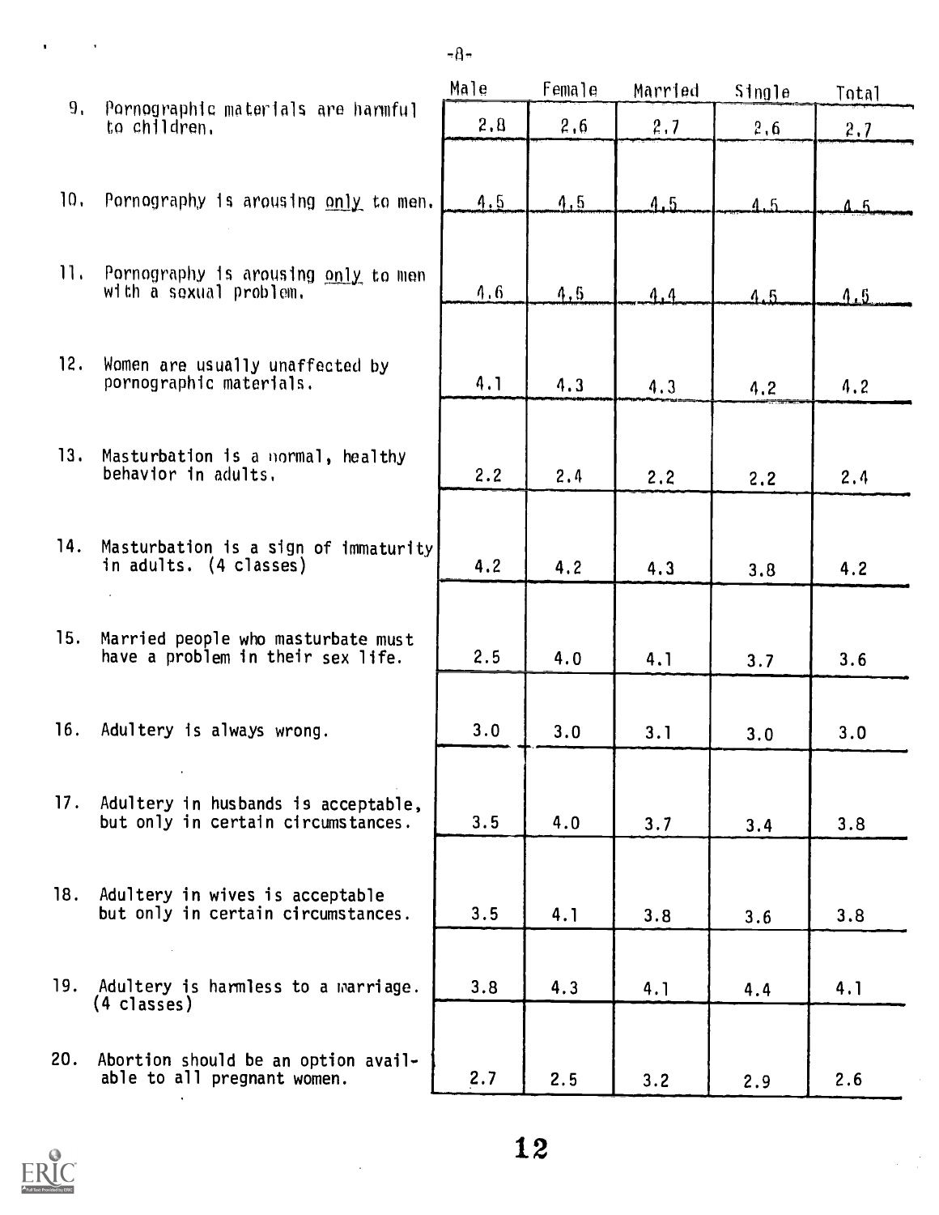| | Male | Female | Married | Single | Total |
|---|---|---|---|---|---|
| 9. Pornographic materials are harmful to children. | 2.8 | 2.6 | 2.7 | 2.6 | 2.7 |
| 10. Pornography is arousing <u>only</u> to men. | 4.5 | 4.5 | 4.5 | 4.5 | 4.5 |
| 11. Pornography is arousing <u>only</u> to men with a sexual problem. | 4.6 | 4.5 | 4.4 | 4.5 | 4.5 |
| 12. Women are usually unaffected by pornographic materials. | 4.1 | 4.3 | 4.3 | 4.2 | 4.2 |
| 13. Masturbation is a normal, healthy behavior in adults. | 2.2 | 2.4 | 2.2 | 2.2 | 2.4 |
| 14. Masturbation is a sign of immaturity in adults. (4 classes) | 4.2 | 4.2 | 4.3 | 3.8 | 4.2 |
| 15. Married people who masturbate must have a problem in their sex life. | 2.5 | 4.0 | 4.1 | 3.7 | 3.6 |
| 16. Adultery is always wrong. | 3.0 | 3.0 | 3.1 | 3.0 | 3.0 |
| 17. Adultery in husbands is acceptable, but only in certain circumstances. | 3.5 | 4.0 | 3.7 | 3.4 | 3.8 |
| 18. Adultery in wives is acceptable but only in certain circumstances. | 3.5 | 4.1 | 3.8 | 3.6 | 3.8 |
| 19. Adultery is harmless to a marriage. (4 classes) | 3.8 | 4.3 | 4.1 | 4.4 | 4.1 |
| 20. Abortion should be an option available to all pregnant women. | 2.7 | 2.5 | 3.2 | 2.9 | 2.6 |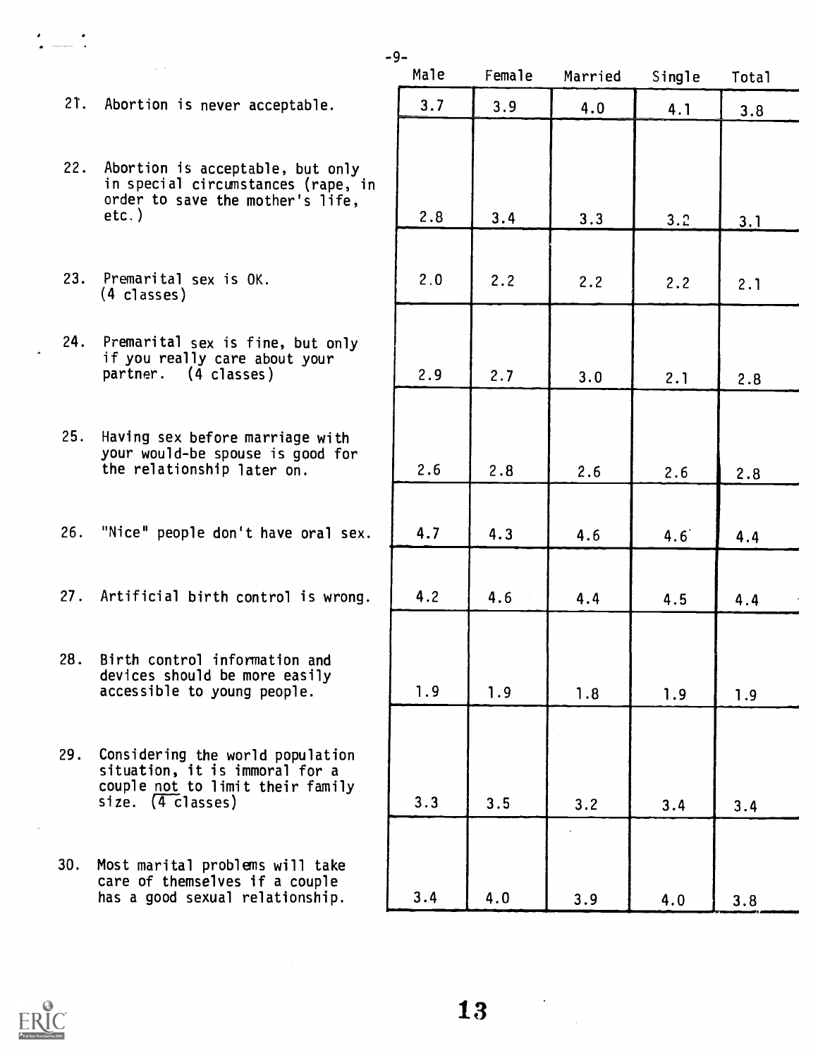| | Male | Female | Married | Single | Total |
|---|---|---|---|---|---|
| 21. Abortion is never acceptable. | 3.7 | 3.9 | 4.0 | 4.1 | 3.8 |
| 22. Abortion is acceptable, but only in special circumstances (rape, in order to save the mother's life, etc.) | 2.8 | 3.4 | 3.3 | 3.2 | 3.1 |
| 23. Premarital sex is OK. (4 classes) | 2.0 | 2.2 | 2.2 | 2.2 | 2.1 |
| 24. Premarital sex is fine, but only if you really care about your partner. (4 classes) | 2.9 | 2.7 | 3.0 | 2.1 | 2.8 |
| 25. Having sex before marriage with your would-be spouse is good for the relationship later on. | 2.6 | 2.8 | 2.6 | 2.6 | 2.8 |
| 26. "Nice" people don't have oral sex. | 4.7 | 4.3 | 4.6 | 4.6 | 4.4 |
| 27. Artificial birth control is wrong. | 4.2 | 4.6 | 4.4 | 4.5 | 4.4 |
| 28. Birth control information and devices should be more easily accessible to young people. | 1.9 | 1.9 | 1.8 | 1.9 | 1.9 |
| 29. Considering the world population situation, it is immoral for a couple not to limit their family size. (4 classes) | 3.3 | 3.5 | 3.2 | 3.4 | 3.4 |
| 30. Most marital problems will take care of themselves if a couple has a good sexual relationship. | 3.4 | 4.0 | 3.9 | 4.0 | 3.8 |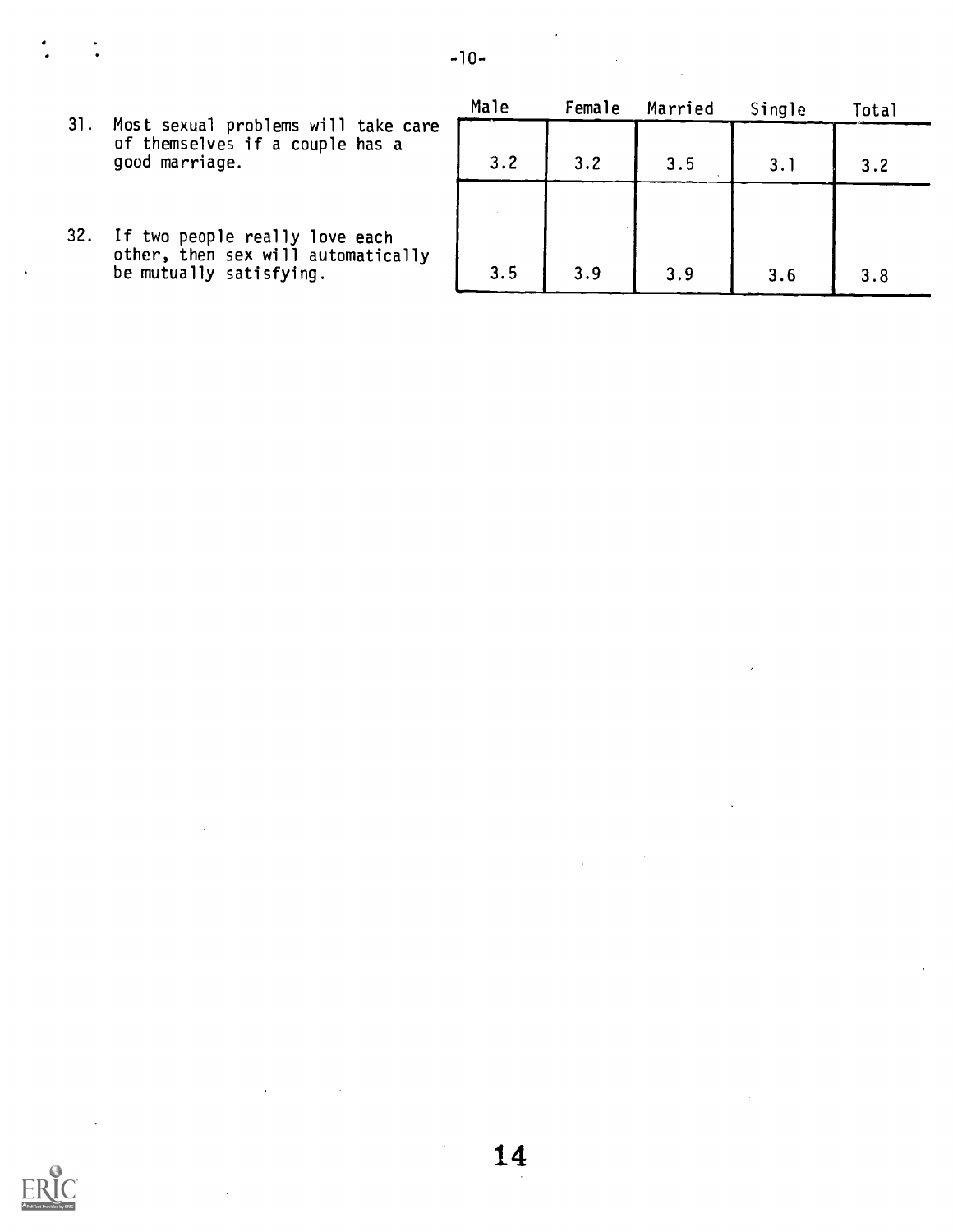| | Male | Female | Married | Single | Total |
|---|---|---|---|---|---|
| 31. Most sexual problems will take care of themselves if a couple has a good marriage. | 3.2 | 3.2 | 3.5 | 3.1 | 3.2 |
| 32. If two people really love each other, then sex will automatically be mutually satisfying. | 3.5 | 3.9 | 3.9 | 3.6 | 3.8 |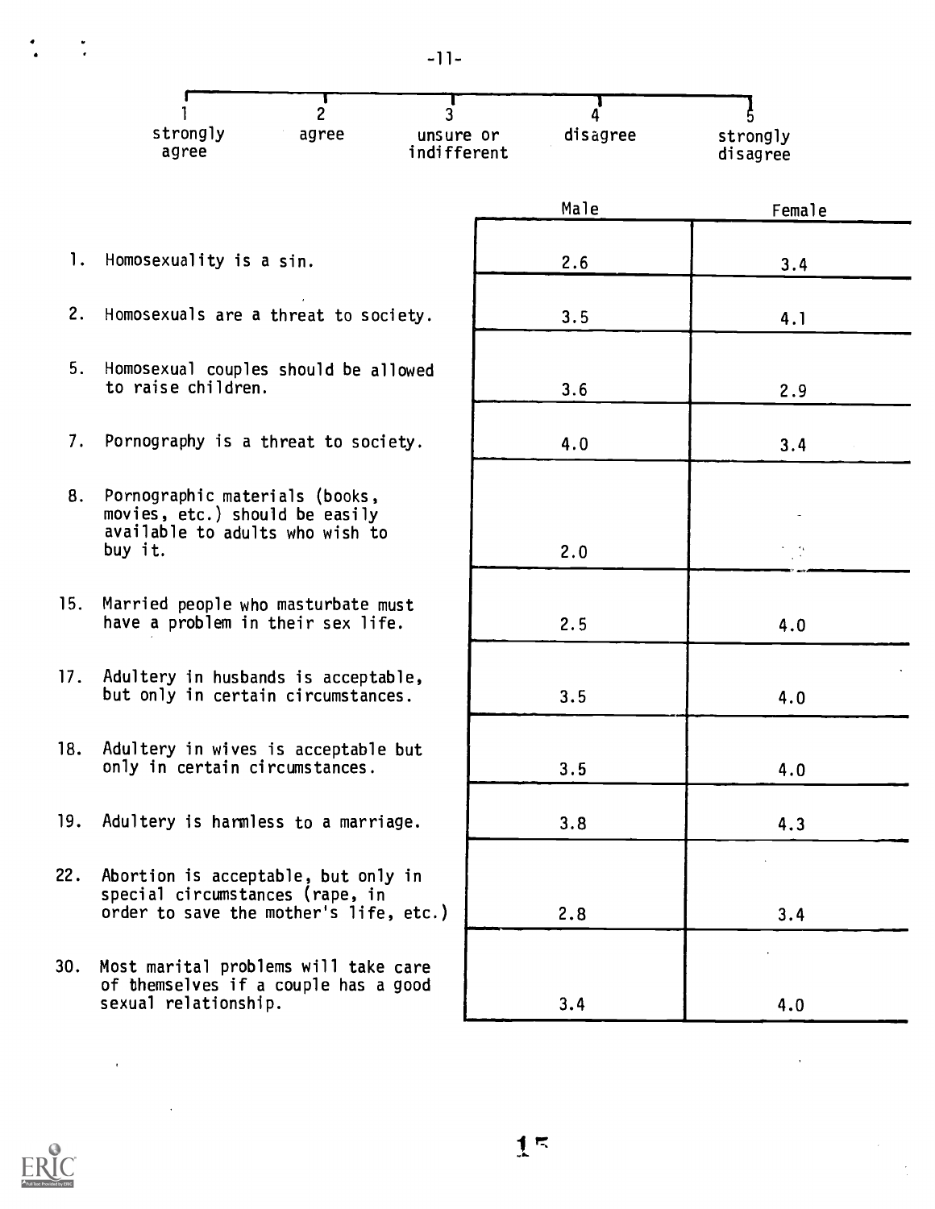| 1 | 2 | 3 | 4 | 5 |
|---|---|---|---|---|
| strongly agree | agree | unsure or indifferent | disagree | strongly disagree |

| | Male | Female |
|---|---|---|
| 1. Homosexuality is a sin. | 2.6 | 3.4 |
| 2. Homosexuals are a threat to society. | 3.5 | 4.1 |
| 5. Homosexual couples should be allowed to raise children. | 3.6 | 2.9 |
| 7. Pornography is a threat to society. | 4.0 | 3.4 |
| 8. Pornographic materials (books, movies, etc.) should be easily available to adults who wish to buy it. | 2.0 | |
| 15. Married people who masturbate must have a problem in their sex life. | 2.5 | 4.0 |
| 17. Adultery in husbands is acceptable, but only in certain circumstances. | 3.5 | 4.0 |
| 18. Adultery in wives is acceptable but only in certain circumstances. | 3.5 | 4.0 |
| 19. Adultery is harmless to a marriage. | 3.8 | 4.3 |
| 22. Abortion is acceptable, but only in special circumstances (rape, in order to save the mother's life, etc.) | 2.8 | 3.4 |
| 30. Most marital problems will take care of themselves if a couple has a good sexual relationship. | 3.4 | 4.0 |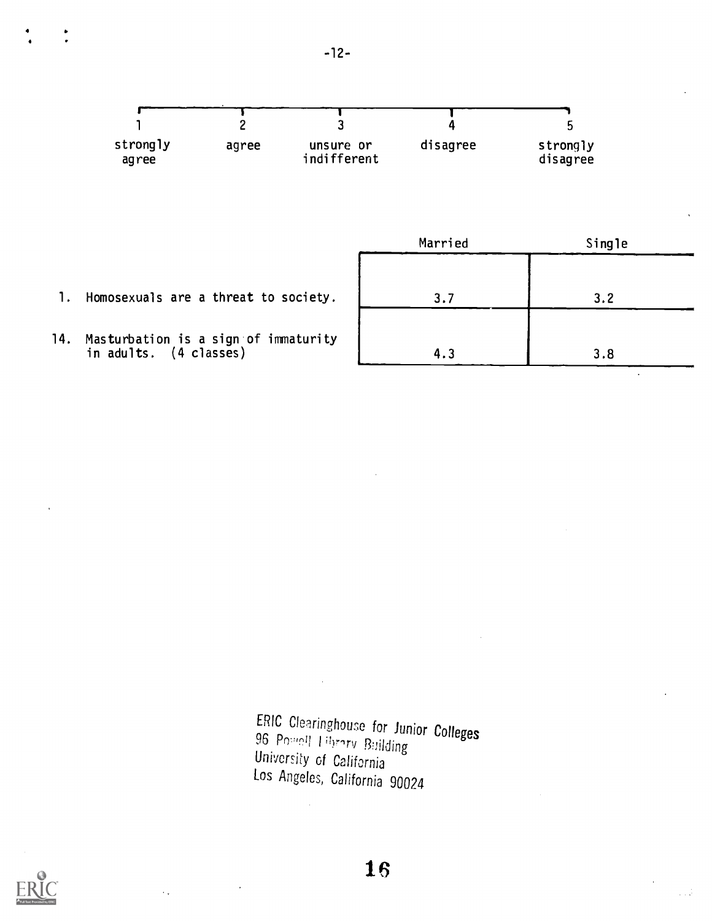| 1 | 2 | 3 | 4 | 5 |
|---|---|---|---|---|
| strongly agree | agree | unsure or indifferent | disagree | strongly disagree |

| | Married | Single |
|---|---|---|
| 1. Homosexuals are a threat to society. | 3.7 | 3.2 |
| 14. Masturbation is a sign of immaturity in adults. (4 classes) | 4.3 | 3.8 |

ERIC Clearinghouse for Junior Colleges
96 Powell Library Building
University of California
Los Angeles, California 90024